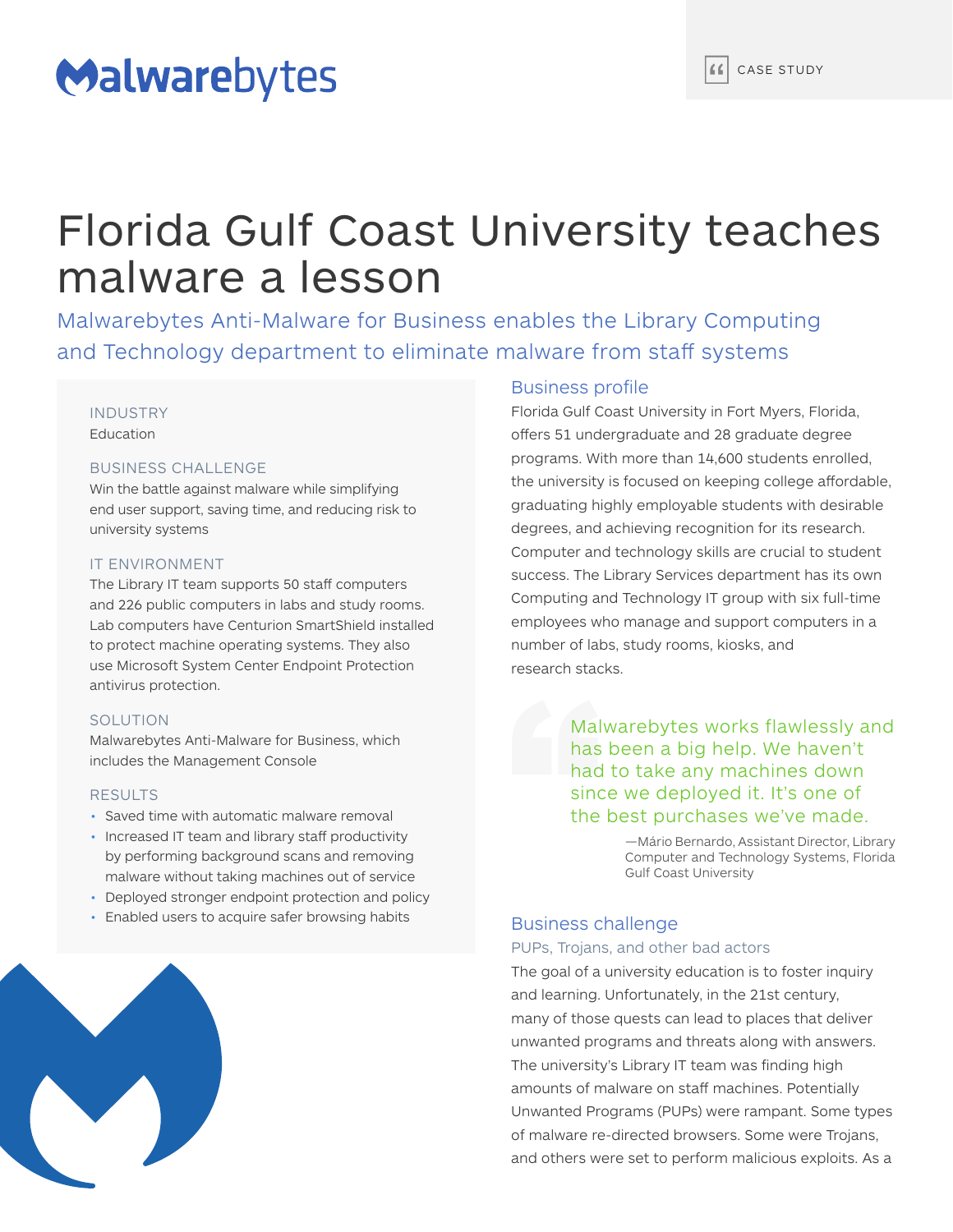Malwarebytes

CASE STUDY

# Florida Gulf Coast University teaches malware a lesson

## Malwarebytes Anti-Malware for Business enables the Library Computing and Technology department to eliminate malware from staff systems

**INDUSTRY**

Education

**BUSINESS CHALLENGE**

Win the battle against malware while simplifying end user support, saving time, and reducing risk to university systems

**IT ENVIRONMENT**

The Library IT team supports 50 staff computers and 226 public computers in labs and study rooms. Lab computers have Centurion SmartShield installed to protect machine operating systems. They also use Microsoft System Center Endpoint Protection antivirus protection.

**SOLUTION**

Malwarebytes Anti-Malware for Business, which includes the Management Console

**RESULTS**

- Saved time with automatic malware removal
- Increased IT team and library staff productivity by performing background scans and removing malware without taking machines out of service
- Deployed stronger endpoint protection and policy
- Enabled users to acquire safer browsing habits

### Business profile

Florida Gulf Coast University in Fort Myers, Florida, offers 51 undergraduate and 28 graduate degree programs. With more than 14,600 students enrolled, the university is focused on keeping college affordable, graduating highly employable students with desirable degrees, and achieving recognition for its research. Computer and technology skills are crucial to student success. The Library Services department has its own Computing and Technology IT group with six full-time employees who manage and support computers in a number of labs, study rooms, kiosks, and research stacks.

> Malwarebytes works flawlessly and has been a big help. We haven't had to take any machines down since we deployed it. It's one of the best purchases we've made.
>
> —Mário Bernardo, Assistant Director, Library Computer and Technology Systems, Florida Gulf Coast University

### Business challenge

#### PUPs, Trojans, and other bad actors

The goal of a university education is to foster inquiry and learning. Unfortunately, in the 21st century, many of those quests can lead to places that deliver unwanted programs and threats along with answers. The university's Library IT team was finding high amounts of malware on staff machines. Potentially Unwanted Programs (PUPs) were rampant. Some types of malware re-directed browsers. Some were Trojans, and others were set to perform malicious exploits. As a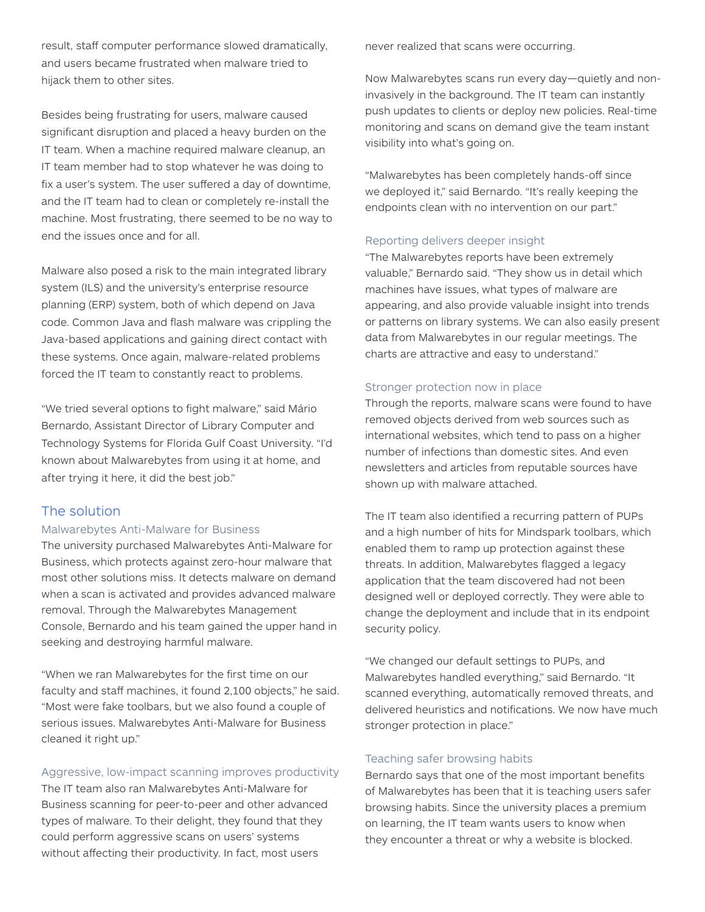result, staff computer performance slowed dramatically, and users became frustrated when malware tried to hijack them to other sites.

Besides being frustrating for users, malware caused significant disruption and placed a heavy burden on the IT team. When a machine required malware cleanup, an IT team member had to stop whatever he was doing to fix a user's system. The user suffered a day of downtime, and the IT team had to clean or completely re-install the machine. Most frustrating, there seemed to be no way to end the issues once and for all.

Malware also posed a risk to the main integrated library system (ILS) and the university's enterprise resource planning (ERP) system, both of which depend on Java code. Common Java and flash malware was crippling the Java-based applications and gaining direct contact with these systems. Once again, malware-related problems forced the IT team to constantly react to problems.

"We tried several options to fight malware," said Mário Bernardo, Assistant Director of Library Computer and Technology Systems for Florida Gulf Coast University. "I'd known about Malwarebytes from using it at home, and after trying it here, it did the best job."

## The solution

### Malwarebytes Anti-Malware for Business

The university purchased Malwarebytes Anti-Malware for Business, which protects against zero-hour malware that most other solutions miss. It detects malware on demand when a scan is activated and provides advanced malware removal. Through the Malwarebytes Management Console, Bernardo and his team gained the upper hand in seeking and destroying harmful malware.

"When we ran Malwarebytes for the first time on our faculty and staff machines, it found 2,100 objects," he said. "Most were fake toolbars, but we also found a couple of serious issues. Malwarebytes Anti-Malware for Business cleaned it right up."

### Aggressive, low-impact scanning improves productivity

The IT team also ran Malwarebytes Anti-Malware for Business scanning for peer-to-peer and other advanced types of malware. To their delight, they found that they could perform aggressive scans on users' systems without affecting their productivity. In fact, most users never realized that scans were occurring.

Now Malwarebytes scans run every day—quietly and non-invasively in the background. The IT team can instantly push updates to clients or deploy new policies. Real-time monitoring and scans on demand give the team instant visibility into what's going on.

"Malwarebytes has been completely hands-off since we deployed it," said Bernardo. "It's really keeping the endpoints clean with no intervention on our part."

### Reporting delivers deeper insight

"The Malwarebytes reports have been extremely valuable," Bernardo said. "They show us in detail which machines have issues, what types of malware are appearing, and also provide valuable insight into trends or patterns on library systems. We can also easily present data from Malwarebytes in our regular meetings. The charts are attractive and easy to understand."

### Stronger protection now in place

Through the reports, malware scans were found to have removed objects derived from web sources such as international websites, which tend to pass on a higher number of infections than domestic sites. And even newsletters and articles from reputable sources have shown up with malware attached.

The IT team also identified a recurring pattern of PUPs and a high number of hits for Mindspark toolbars, which enabled them to ramp up protection against these threats. In addition, Malwarebytes flagged a legacy application that the team discovered had not been designed well or deployed correctly. They were able to change the deployment and include that in its endpoint security policy.

"We changed our default settings to PUPs, and Malwarebytes handled everything," said Bernardo. "It scanned everything, automatically removed threats, and delivered heuristics and notifications. We now have much stronger protection in place."

### Teaching safer browsing habits

Bernardo says that one of the most important benefits of Malwarebytes has been that it is teaching users safer browsing habits. Since the university places a premium on learning, the IT team wants users to know when they encounter a threat or why a website is blocked.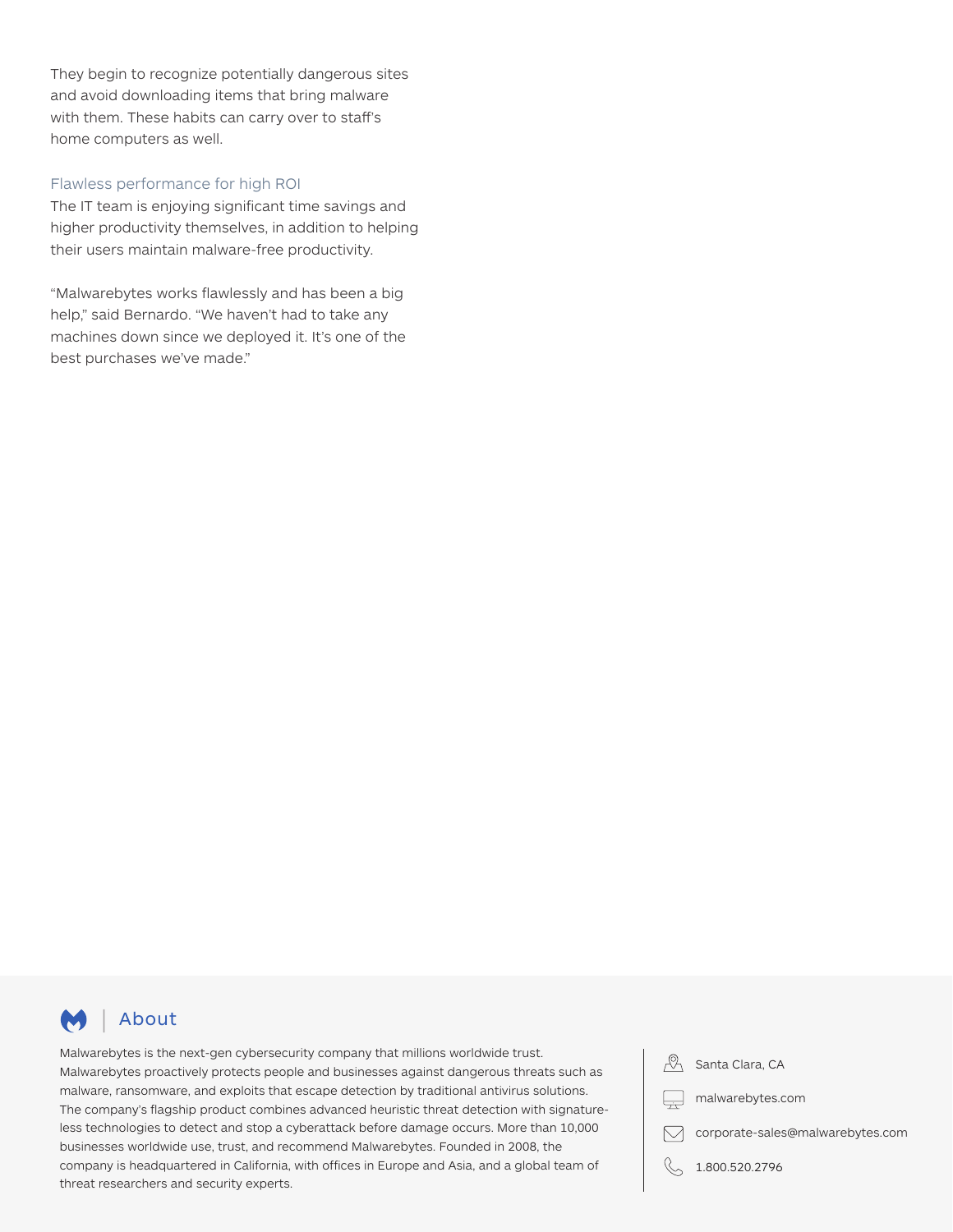They begin to recognize potentially dangerous sites and avoid downloading items that bring malware with them. These habits can carry over to staff's home computers as well.

### Flawless performance for high ROI

The IT team is enjoying significant time savings and higher productivity themselves, in addition to helping their users maintain malware-free productivity.

"Malwarebytes works flawlessly and has been a big help," said Bernardo. "We haven't had to take any machines down since we deployed it. It's one of the best purchases we've made."

## About

Malwarebytes is the next-gen cybersecurity company that millions worldwide trust. Malwarebytes proactively protects people and businesses against dangerous threats such as malware, ransomware, and exploits that escape detection by traditional antivirus solutions. The company's flagship product combines advanced heuristic threat detection with signature-less technologies to detect and stop a cyberattack before damage occurs. More than 10,000 businesses worldwide use, trust, and recommend Malwarebytes. Founded in 2008, the company is headquartered in California, with offices in Europe and Asia, and a global team of threat researchers and security experts.

Santa Clara, CA

malwarebytes.com

corporate-sales@malwarebytes.com

1.800.520.2796